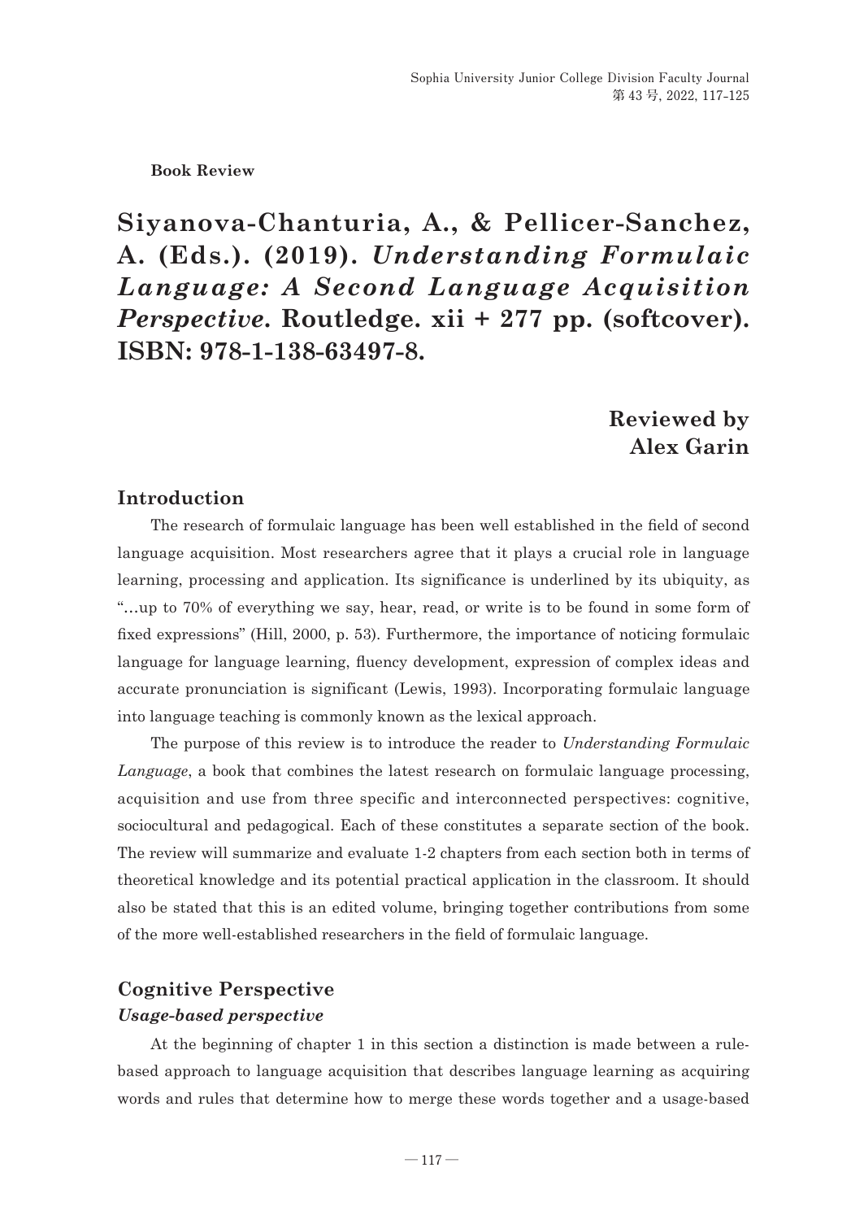**Book Review**

# Siyanova-Chanturia, A., & Pellicer-Sanchez, A. (Eds.). (2019). *Understanding Formulaic Language: A Second Language Acquisition Perspective*. Routledge. xii + 277 pp. (softcover). ISBN: 978-1-138-63497-8.

**Reviewed by Alex Garin**

## Introduction

The research of formulaic language has been well established in the field of second language acquisition. Most researchers agree that it plays a crucial role in language learning, processing and application. Its significance is underlined by its ubiquity, as "…up to 70% of everything we say, hear, read, or write is to be found in some form of fixed expressions" (Hill, 2000, p. 53). Furthermore, the importance of noticing formulaic language for language learning, fluency development, expression of complex ideas and accurate pronunciation is significant (Lewis, 1993). Incorporating formulaic language into language teaching is commonly known as the lexical approach.

The purpose of this review is to introduce the reader to *Understanding Formulaic Language*, a book that combines the latest research on formulaic language processing, acquisition and use from three specific and interconnected perspectives: cognitive, sociocultural and pedagogical. Each of these constitutes a separate section of the book. The review will summarize and evaluate 1-2 chapters from each section both in terms of theoretical knowledge and its potential practical application in the classroom. It should also be stated that this is an edited volume, bringing together contributions from some of the more well-established researchers in the field of formulaic language.

## Cognitive Perspective

### *Usage-based perspective*

At the beginning of chapter 1 in this section a distinction is made between a rule-based approach to language acquisition that describes language learning as acquiring words and rules that determine how to merge these words together and a usage-based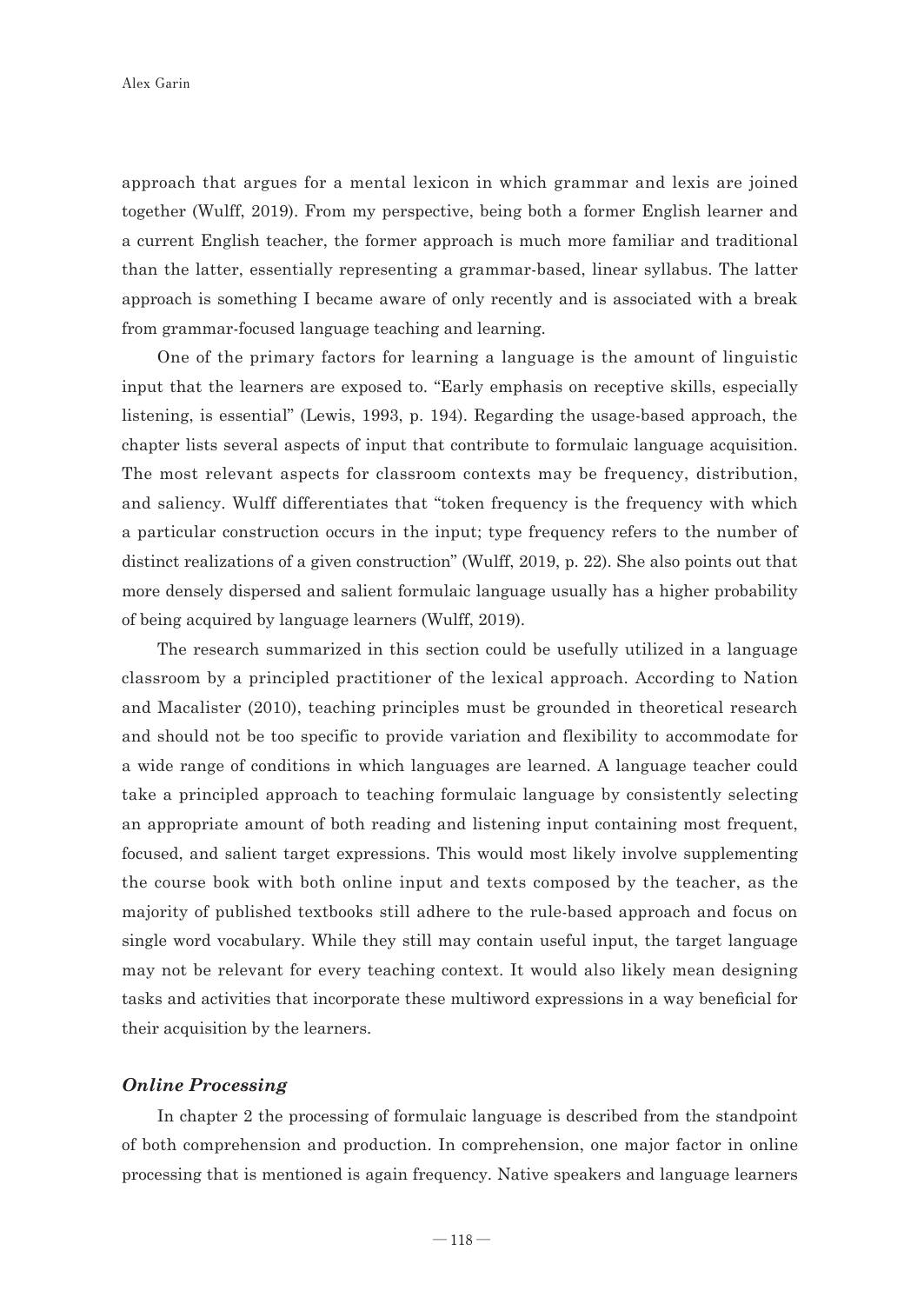approach that argues for a mental lexicon in which grammar and lexis are joined together (Wulff, 2019). From my perspective, being both a former English learner and a current English teacher, the former approach is much more familiar and traditional than the latter, essentially representing a grammar-based, linear syllabus. The latter approach is something I became aware of only recently and is associated with a break from grammar-focused language teaching and learning.

One of the primary factors for learning a language is the amount of linguistic input that the learners are exposed to. "Early emphasis on receptive skills, especially listening, is essential" (Lewis, 1993, p. 194). Regarding the usage-based approach, the chapter lists several aspects of input that contribute to formulaic language acquisition. The most relevant aspects for classroom contexts may be frequency, distribution, and saliency. Wulff differentiates that "token frequency is the frequency with which a particular construction occurs in the input; type frequency refers to the number of distinct realizations of a given construction" (Wulff, 2019, p. 22). She also points out that more densely dispersed and salient formulaic language usually has a higher probability of being acquired by language learners (Wulff, 2019).

The research summarized in this section could be usefully utilized in a language classroom by a principled practitioner of the lexical approach. According to Nation and Macalister (2010), teaching principles must be grounded in theoretical research and should not be too specific to provide variation and flexibility to accommodate for a wide range of conditions in which languages are learned. A language teacher could take a principled approach to teaching formulaic language by consistently selecting an appropriate amount of both reading and listening input containing most frequent, focused, and salient target expressions. This would most likely involve supplementing the course book with both online input and texts composed by the teacher, as the majority of published textbooks still adhere to the rule-based approach and focus on single word vocabulary. While they still may contain useful input, the target language may not be relevant for every teaching context. It would also likely mean designing tasks and activities that incorporate these multiword expressions in a way beneficial for their acquisition by the learners.

### *Online Processing*

In chapter 2 the processing of formulaic language is described from the standpoint of both comprehension and production. In comprehension, one major factor in online processing that is mentioned is again frequency. Native speakers and language learners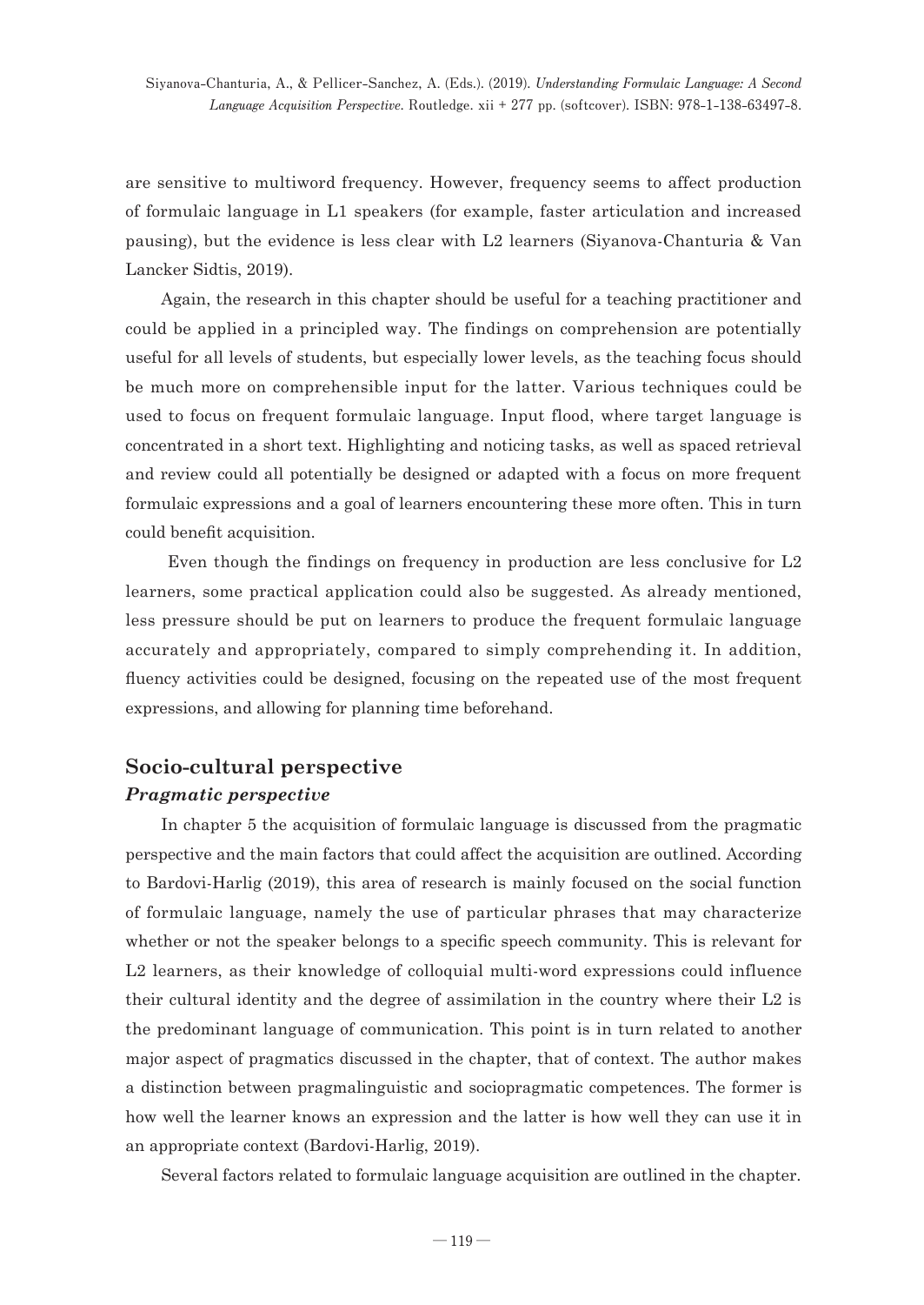are sensitive to multiword frequency. However, frequency seems to affect production of formulaic language in L1 speakers (for example, faster articulation and increased pausing), but the evidence is less clear with L2 learners (Siyanova-Chanturia & Van Lancker Sidtis, 2019).

Again, the research in this chapter should be useful for a teaching practitioner and could be applied in a principled way. The findings on comprehension are potentially useful for all levels of students, but especially lower levels, as the teaching focus should be much more on comprehensible input for the latter. Various techniques could be used to focus on frequent formulaic language. Input flood, where target language is concentrated in a short text. Highlighting and noticing tasks, as well as spaced retrieval and review could all potentially be designed or adapted with a focus on more frequent formulaic expressions and a goal of learners encountering these more often. This in turn could benefit acquisition.

Even though the findings on frequency in production are less conclusive for L2 learners, some practical application could also be suggested. As already mentioned, less pressure should be put on learners to produce the frequent formulaic language accurately and appropriately, compared to simply comprehending it. In addition, fluency activities could be designed, focusing on the repeated use of the most frequent expressions, and allowing for planning time beforehand.

## Socio-cultural perspective

### *Pragmatic perspective*

In chapter 5 the acquisition of formulaic language is discussed from the pragmatic perspective and the main factors that could affect the acquisition are outlined. According to Bardovi-Harlig (2019), this area of research is mainly focused on the social function of formulaic language, namely the use of particular phrases that may characterize whether or not the speaker belongs to a specific speech community. This is relevant for L2 learners, as their knowledge of colloquial multi-word expressions could influence their cultural identity and the degree of assimilation in the country where their L2 is the predominant language of communication. This point is in turn related to another major aspect of pragmatics discussed in the chapter, that of context. The author makes a distinction between pragmalinguistic and sociopragmatic competences. The former is how well the learner knows an expression and the latter is how well they can use it in an appropriate context (Bardovi-Harlig, 2019).

Several factors related to formulaic language acquisition are outlined in the chapter.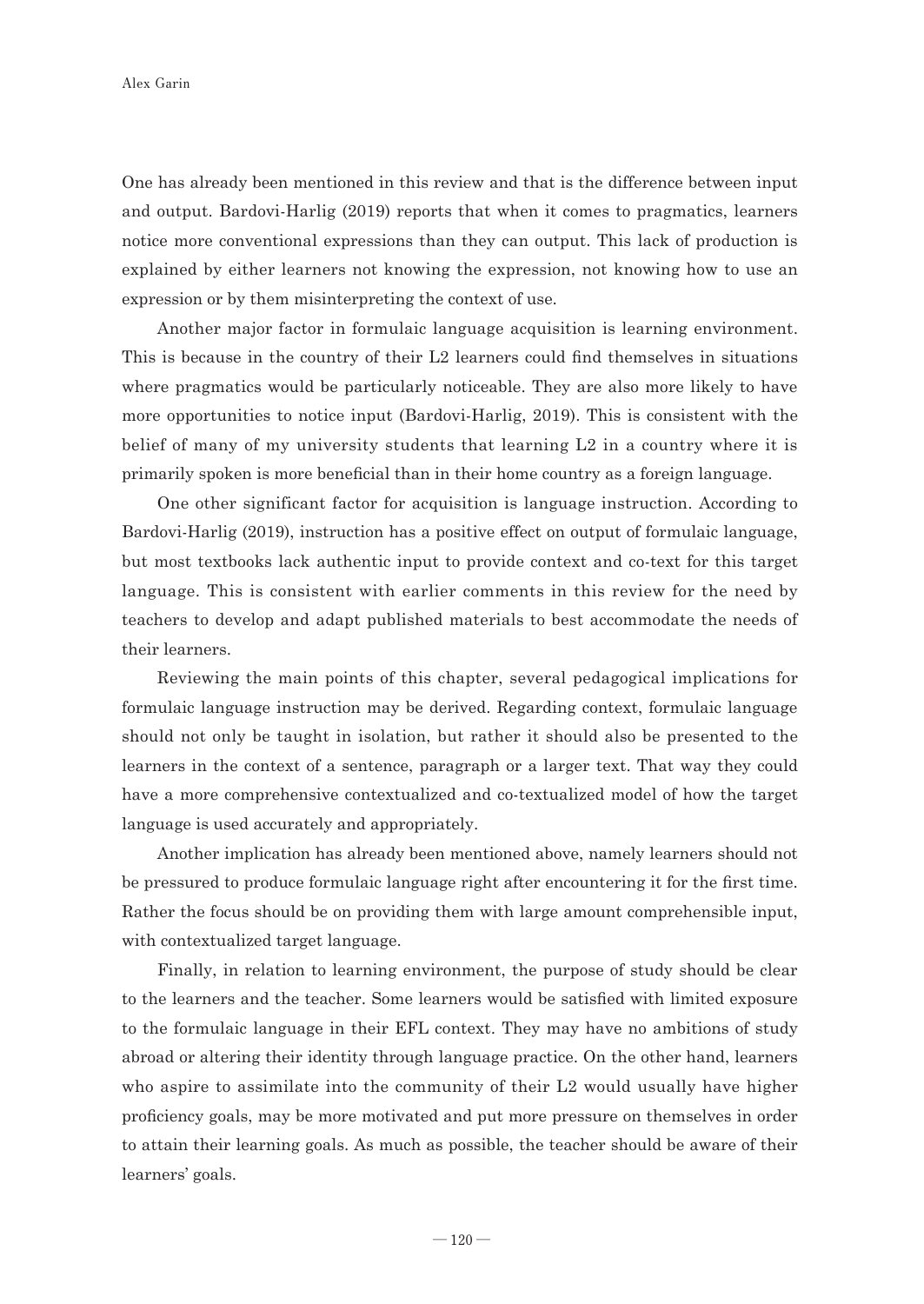One has already been mentioned in this review and that is the difference between input and output. Bardovi-Harlig (2019) reports that when it comes to pragmatics, learners notice more conventional expressions than they can output. This lack of production is explained by either learners not knowing the expression, not knowing how to use an expression or by them misinterpreting the context of use.

Another major factor in formulaic language acquisition is learning environment. This is because in the country of their L2 learners could find themselves in situations where pragmatics would be particularly noticeable. They are also more likely to have more opportunities to notice input (Bardovi-Harlig, 2019). This is consistent with the belief of many of my university students that learning L2 in a country where it is primarily spoken is more beneficial than in their home country as a foreign language.

One other significant factor for acquisition is language instruction. According to Bardovi-Harlig (2019), instruction has a positive effect on output of formulaic language, but most textbooks lack authentic input to provide context and co-text for this target language. This is consistent with earlier comments in this review for the need by teachers to develop and adapt published materials to best accommodate the needs of their learners.

Reviewing the main points of this chapter, several pedagogical implications for formulaic language instruction may be derived. Regarding context, formulaic language should not only be taught in isolation, but rather it should also be presented to the learners in the context of a sentence, paragraph or a larger text. That way they could have a more comprehensive contextualized and co-textualized model of how the target language is used accurately and appropriately.

Another implication has already been mentioned above, namely learners should not be pressured to produce formulaic language right after encountering it for the first time. Rather the focus should be on providing them with large amount comprehensible input, with contextualized target language.

Finally, in relation to learning environment, the purpose of study should be clear to the learners and the teacher. Some learners would be satisfied with limited exposure to the formulaic language in their EFL context. They may have no ambitions of study abroad or altering their identity through language practice. On the other hand, learners who aspire to assimilate into the community of their L2 would usually have higher proficiency goals, may be more motivated and put more pressure on themselves in order to attain their learning goals. As much as possible, the teacher should be aware of their learners' goals.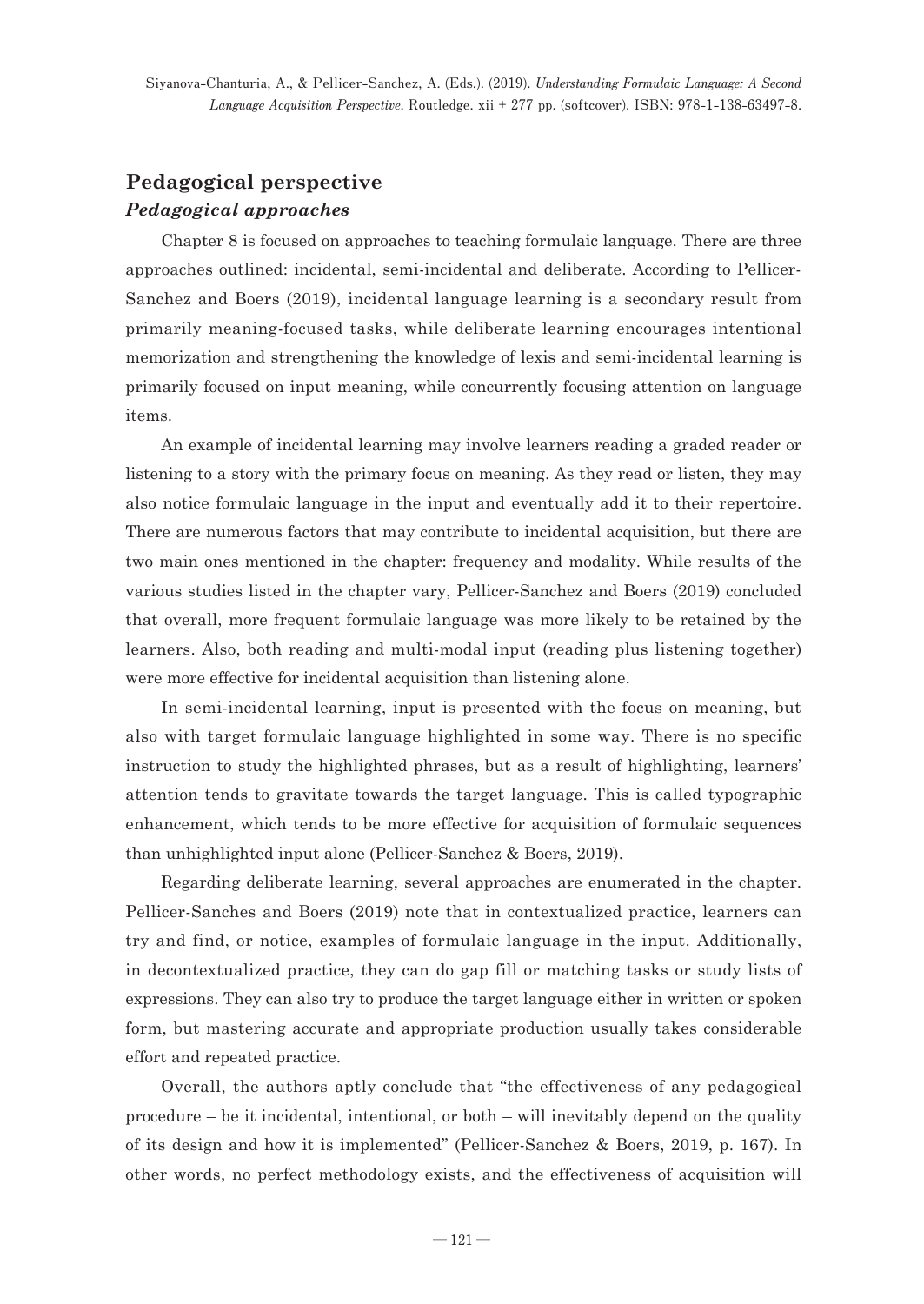## Pedagogical perspective

### *Pedagogical approaches*

Chapter 8 is focused on approaches to teaching formulaic language. There are three approaches outlined: incidental, semi-incidental and deliberate. According to Pellicer-Sanchez and Boers (2019), incidental language learning is a secondary result from primarily meaning-focused tasks, while deliberate learning encourages intentional memorization and strengthening the knowledge of lexis and semi-incidental learning is primarily focused on input meaning, while concurrently focusing attention on language items.

An example of incidental learning may involve learners reading a graded reader or listening to a story with the primary focus on meaning. As they read or listen, they may also notice formulaic language in the input and eventually add it to their repertoire. There are numerous factors that may contribute to incidental acquisition, but there are two main ones mentioned in the chapter: frequency and modality. While results of the various studies listed in the chapter vary, Pellicer-Sanchez and Boers (2019) concluded that overall, more frequent formulaic language was more likely to be retained by the learners. Also, both reading and multi-modal input (reading plus listening together) were more effective for incidental acquisition than listening alone.

In semi-incidental learning, input is presented with the focus on meaning, but also with target formulaic language highlighted in some way. There is no specific instruction to study the highlighted phrases, but as a result of highlighting, learners' attention tends to gravitate towards the target language. This is called typographic enhancement, which tends to be more effective for acquisition of formulaic sequences than unhighlighted input alone (Pellicer-Sanchez & Boers, 2019).

Regarding deliberate learning, several approaches are enumerated in the chapter. Pellicer-Sanches and Boers (2019) note that in contextualized practice, learners can try and find, or notice, examples of formulaic language in the input. Additionally, in decontextualized practice, they can do gap fill or matching tasks or study lists of expressions. They can also try to produce the target language either in written or spoken form, but mastering accurate and appropriate production usually takes considerable effort and repeated practice.

Overall, the authors aptly conclude that "the effectiveness of any pedagogical procedure – be it incidental, intentional, or both – will inevitably depend on the quality of its design and how it is implemented" (Pellicer-Sanchez & Boers, 2019, p. 167). In other words, no perfect methodology exists, and the effectiveness of acquisition will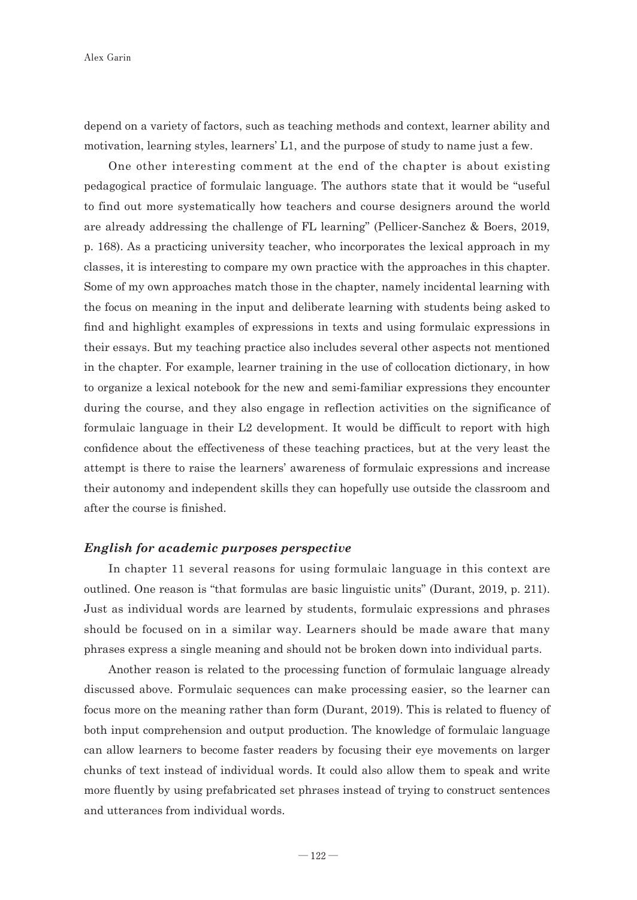depend on a variety of factors, such as teaching methods and context, learner ability and motivation, learning styles, learners' L1, and the purpose of study to name just a few.

One other interesting comment at the end of the chapter is about existing pedagogical practice of formulaic language. The authors state that it would be "useful to find out more systematically how teachers and course designers around the world are already addressing the challenge of FL learning" (Pellicer-Sanchez & Boers, 2019, p. 168). As a practicing university teacher, who incorporates the lexical approach in my classes, it is interesting to compare my own practice with the approaches in this chapter. Some of my own approaches match those in the chapter, namely incidental learning with the focus on meaning in the input and deliberate learning with students being asked to find and highlight examples of expressions in texts and using formulaic expressions in their essays. But my teaching practice also includes several other aspects not mentioned in the chapter. For example, learner training in the use of collocation dictionary, in how to organize a lexical notebook for the new and semi-familiar expressions they encounter during the course, and they also engage in reflection activities on the significance of formulaic language in their L2 development. It would be difficult to report with high confidence about the effectiveness of these teaching practices, but at the very least the attempt is there to raise the learners' awareness of formulaic expressions and increase their autonomy and independent skills they can hopefully use outside the classroom and after the course is finished.

### *English for academic purposes perspective*

In chapter 11 several reasons for using formulaic language in this context are outlined. One reason is "that formulas are basic linguistic units" (Durant, 2019, p. 211). Just as individual words are learned by students, formulaic expressions and phrases should be focused on in a similar way. Learners should be made aware that many phrases express a single meaning and should not be broken down into individual parts.

Another reason is related to the processing function of formulaic language already discussed above. Formulaic sequences can make processing easier, so the learner can focus more on the meaning rather than form (Durant, 2019). This is related to fluency of both input comprehension and output production. The knowledge of formulaic language can allow learners to become faster readers by focusing their eye movements on larger chunks of text instead of individual words. It could also allow them to speak and write more fluently by using prefabricated set phrases instead of trying to construct sentences and utterances from individual words.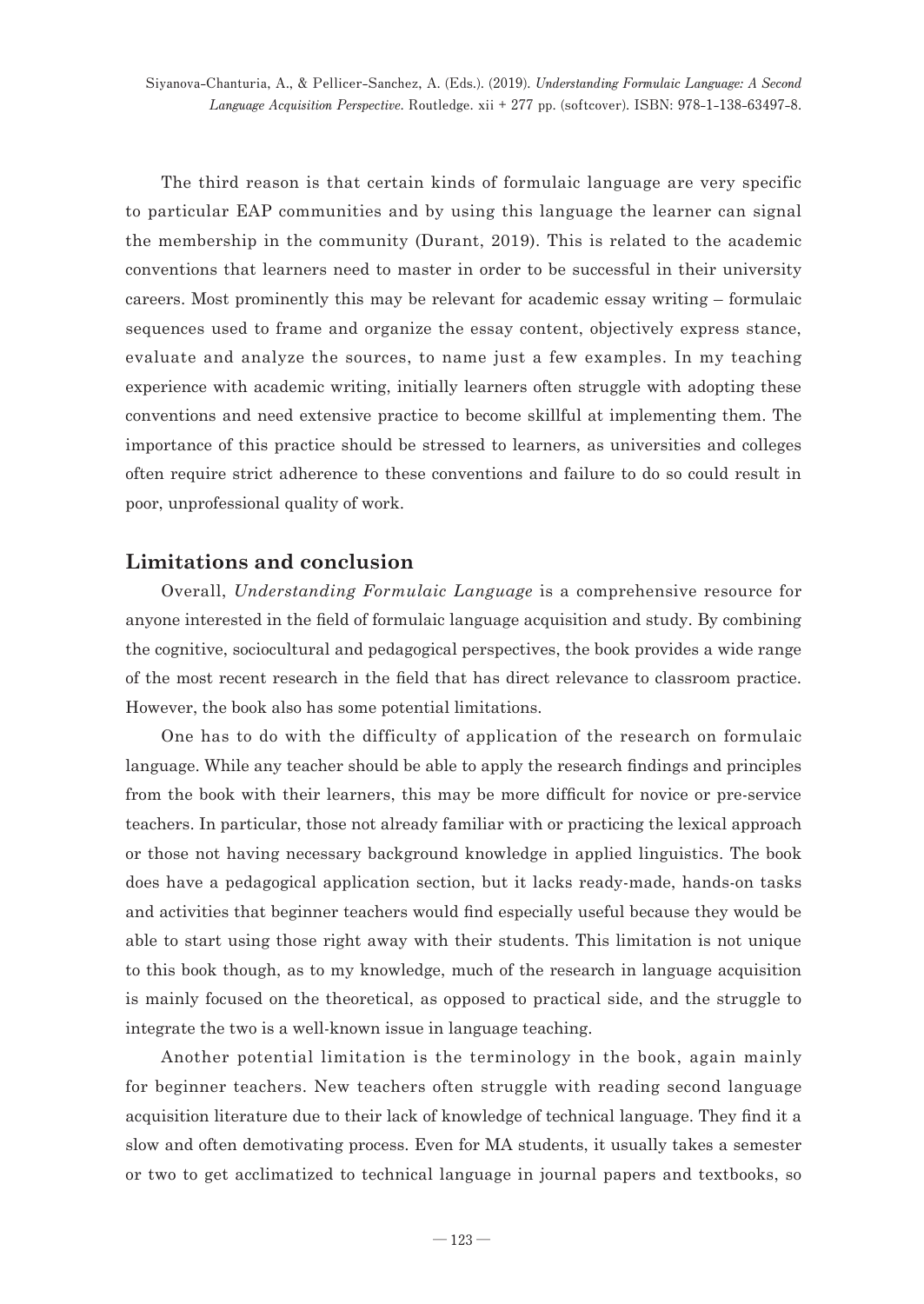The third reason is that certain kinds of formulaic language are very specific to particular EAP communities and by using this language the learner can signal the membership in the community (Durant, 2019). This is related to the academic conventions that learners need to master in order to be successful in their university careers. Most prominently this may be relevant for academic essay writing – formulaic sequences used to frame and organize the essay content, objectively express stance, evaluate and analyze the sources, to name just a few examples. In my teaching experience with academic writing, initially learners often struggle with adopting these conventions and need extensive practice to become skillful at implementing them. The importance of this practice should be stressed to learners, as universities and colleges often require strict adherence to these conventions and failure to do so could result in poor, unprofessional quality of work.

## Limitations and conclusion

Overall, *Understanding Formulaic Language* is a comprehensive resource for anyone interested in the field of formulaic language acquisition and study. By combining the cognitive, sociocultural and pedagogical perspectives, the book provides a wide range of the most recent research in the field that has direct relevance to classroom practice. However, the book also has some potential limitations.

One has to do with the difficulty of application of the research on formulaic language. While any teacher should be able to apply the research findings and principles from the book with their learners, this may be more difficult for novice or pre-service teachers. In particular, those not already familiar with or practicing the lexical approach or those not having necessary background knowledge in applied linguistics. The book does have a pedagogical application section, but it lacks ready-made, hands-on tasks and activities that beginner teachers would find especially useful because they would be able to start using those right away with their students. This limitation is not unique to this book though, as to my knowledge, much of the research in language acquisition is mainly focused on the theoretical, as opposed to practical side, and the struggle to integrate the two is a well-known issue in language teaching.

Another potential limitation is the terminology in the book, again mainly for beginner teachers. New teachers often struggle with reading second language acquisition literature due to their lack of knowledge of technical language. They find it a slow and often demotivating process. Even for MA students, it usually takes a semester or two to get acclimatized to technical language in journal papers and textbooks, so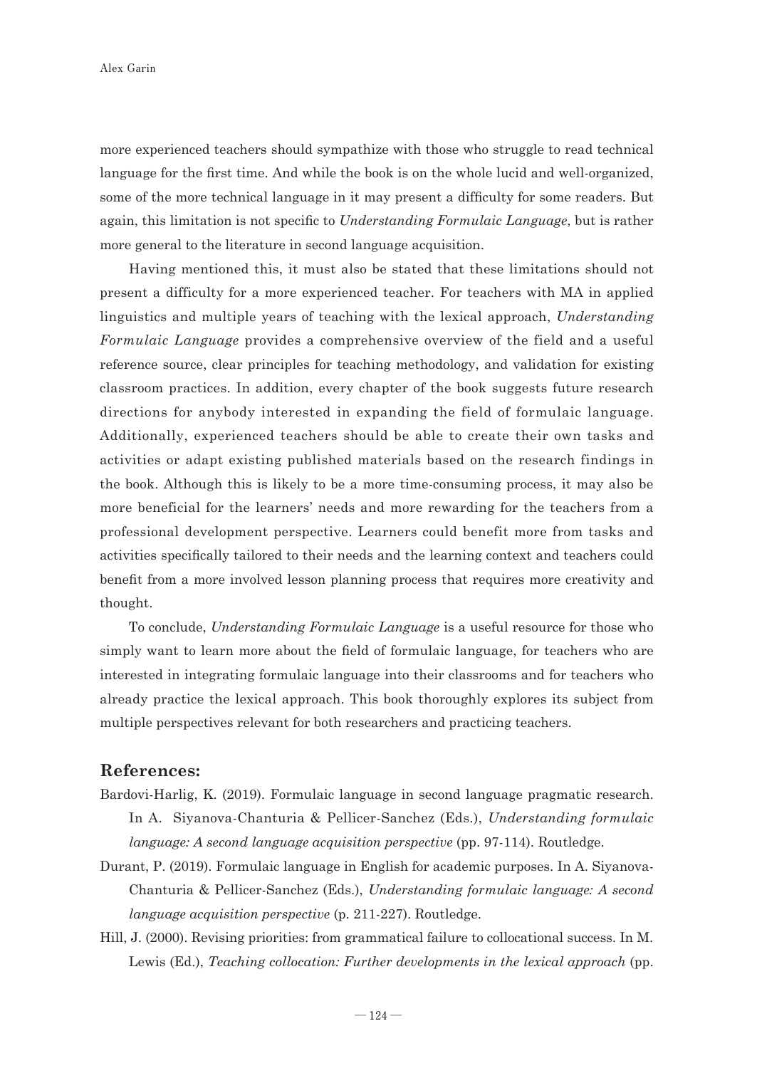more experienced teachers should sympathize with those who struggle to read technical language for the first time. And while the book is on the whole lucid and well-organized, some of the more technical language in it may present a difficulty for some readers. But again, this limitation is not specific to *Understanding Formulaic Language*, but is rather more general to the literature in second language acquisition.

Having mentioned this, it must also be stated that these limitations should not present a difficulty for a more experienced teacher. For teachers with MA in applied linguistics and multiple years of teaching with the lexical approach, *Understanding Formulaic Language* provides a comprehensive overview of the field and a useful reference source, clear principles for teaching methodology, and validation for existing classroom practices. In addition, every chapter of the book suggests future research directions for anybody interested in expanding the field of formulaic language. Additionally, experienced teachers should be able to create their own tasks and activities or adapt existing published materials based on the research findings in the book. Although this is likely to be a more time-consuming process, it may also be more beneficial for the learners' needs and more rewarding for the teachers from a professional development perspective. Learners could benefit more from tasks and activities specifically tailored to their needs and the learning context and teachers could benefit from a more involved lesson planning process that requires more creativity and thought.

To conclude, *Understanding Formulaic Language* is a useful resource for those who simply want to learn more about the field of formulaic language, for teachers who are interested in integrating formulaic language into their classrooms and for teachers who already practice the lexical approach. This book thoroughly explores its subject from multiple perspectives relevant for both researchers and practicing teachers.

## References:

Bardovi-Harlig, K. (2019). Formulaic language in second language pragmatic research. In A. Siyanova-Chanturia & Pellicer-Sanchez (Eds.), *Understanding formulaic language: A second language acquisition perspective* (pp. 97-114). Routledge.

Durant, P. (2019). Formulaic language in English for academic purposes. In A. Siyanova-Chanturia & Pellicer-Sanchez (Eds.), *Understanding formulaic language: A second language acquisition perspective* (p. 211-227). Routledge.

Hill, J. (2000). Revising priorities: from grammatical failure to collocational success. In M. Lewis (Ed.), *Teaching collocation: Further developments in the lexical approach* (pp.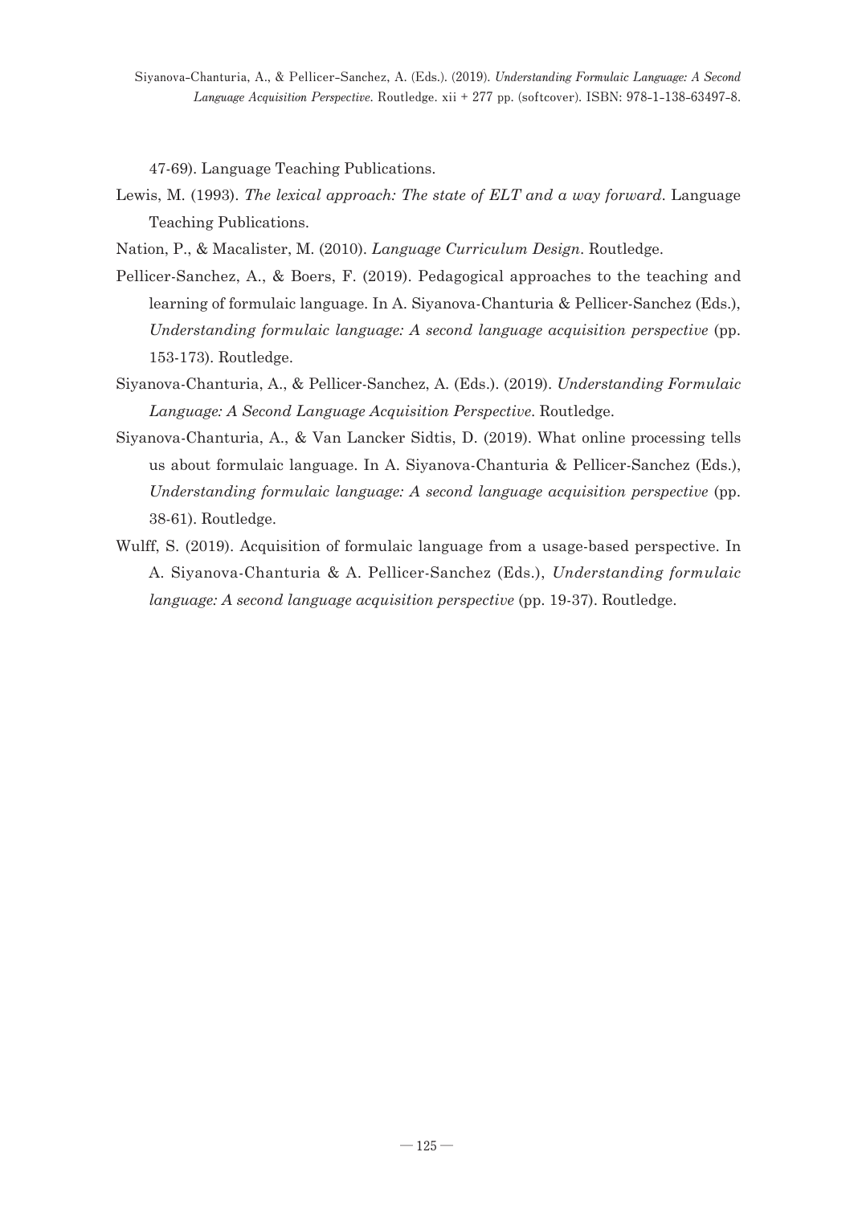47-69). Language Teaching Publications.

Lewis, M. (1993). *The lexical approach: The state of ELT and a way forward*. Language Teaching Publications.

Nation, P., & Macalister, M. (2010). *Language Curriculum Design*. Routledge.

Pellicer-Sanchez, A., & Boers, F. (2019). Pedagogical approaches to the teaching and learning of formulaic language. In A. Siyanova-Chanturia & Pellicer-Sanchez (Eds.), *Understanding formulaic language: A second language acquisition perspective* (pp. 153-173). Routledge.

Siyanova-Chanturia, A., & Pellicer-Sanchez, A. (Eds.). (2019). *Understanding Formulaic Language: A Second Language Acquisition Perspective*. Routledge.

Siyanova-Chanturia, A., & Van Lancker Sidtis, D. (2019). What online processing tells us about formulaic language. In A. Siyanova-Chanturia & Pellicer-Sanchez (Eds.), *Understanding formulaic language: A second language acquisition perspective* (pp. 38-61). Routledge.

Wulff, S. (2019). Acquisition of formulaic language from a usage-based perspective. In A. Siyanova-Chanturia & A. Pellicer-Sanchez (Eds.), *Understanding formulaic language: A second language acquisition perspective* (pp. 19-37). Routledge.